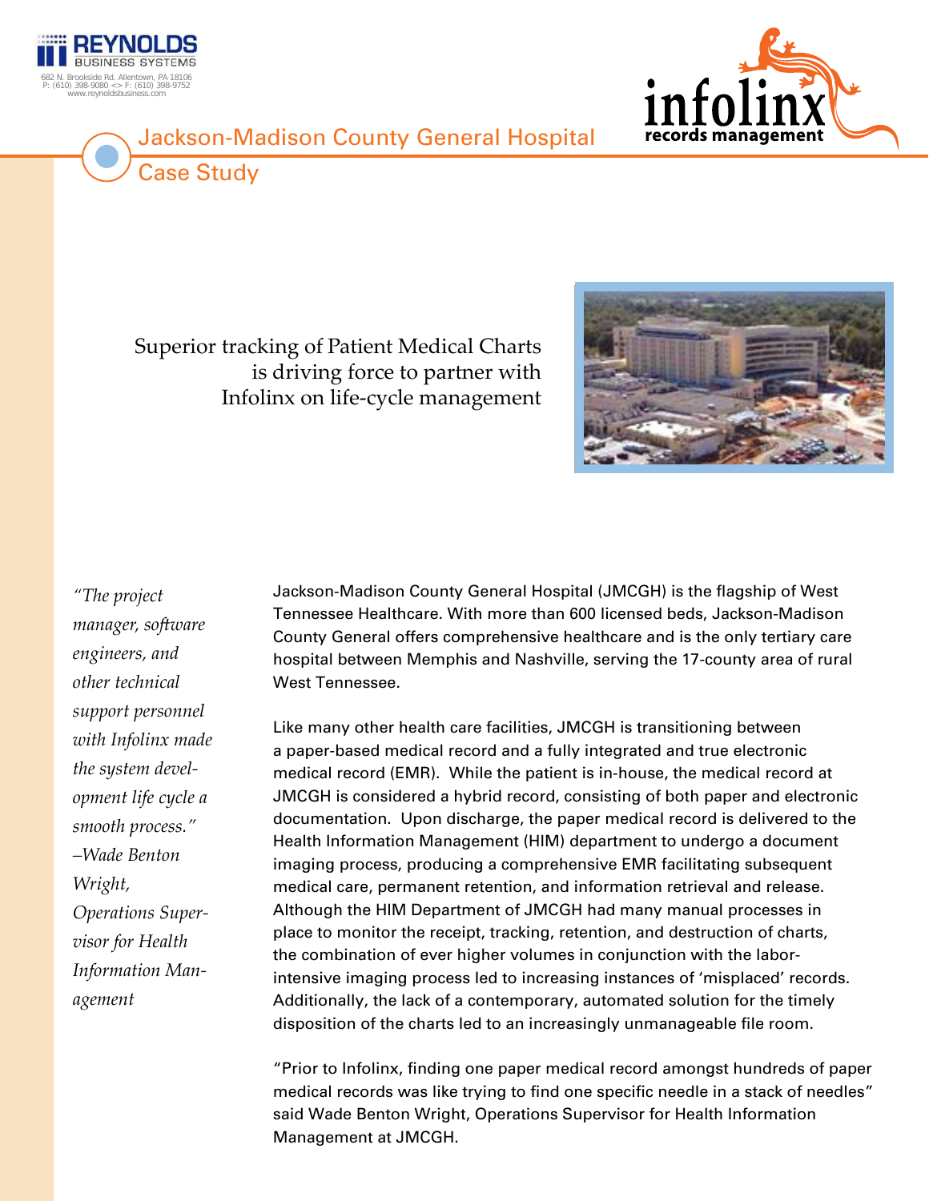REYNOLDS BUSINESS SYSTEMS
682 N. Brookside Rd. Allentown, PA 18106
P: (610) 398-9080 <> F: (610) 398-9752
www.reynoldsbusiness.com

infolinx records management

# Jackson-Madison County General Hospital

## Case Study

### Superior tracking of Patient Medical Charts is driving force to partner with Infolinx on life-cycle management

*"The project manager, software engineers, and other technical support personnel with Infolinx made the system development life cycle a smooth process." –Wade Benton Wright, Operations Supervisor for Health Information Management*

Jackson-Madison County General Hospital (JMCGH) is the flagship of West Tennessee Healthcare. With more than 600 licensed beds, Jackson-Madison County General offers comprehensive healthcare and is the only tertiary care hospital between Memphis and Nashville, serving the 17-county area of rural West Tennessee.

Like many other health care facilities, JMCGH is transitioning between a paper-based medical record and a fully integrated and true electronic medical record (EMR). While the patient is in-house, the medical record at JMCGH is considered a hybrid record, consisting of both paper and electronic documentation. Upon discharge, the paper medical record is delivered to the Health Information Management (HIM) department to undergo a document imaging process, producing a comprehensive EMR facilitating subsequent medical care, permanent retention, and information retrieval and release. Although the HIM Department of JMCGH had many manual processes in place to monitor the receipt, tracking, retention, and destruction of charts, the combination of ever higher volumes in conjunction with the labor-intensive imaging process led to increasing instances of 'misplaced' records. Additionally, the lack of a contemporary, automated solution for the timely disposition of the charts led to an increasingly unmanageable file room.

"Prior to Infolinx, finding one paper medical record amongst hundreds of paper medical records was like trying to find one specific needle in a stack of needles" said Wade Benton Wright, Operations Supervisor for Health Information Management at JMCGH.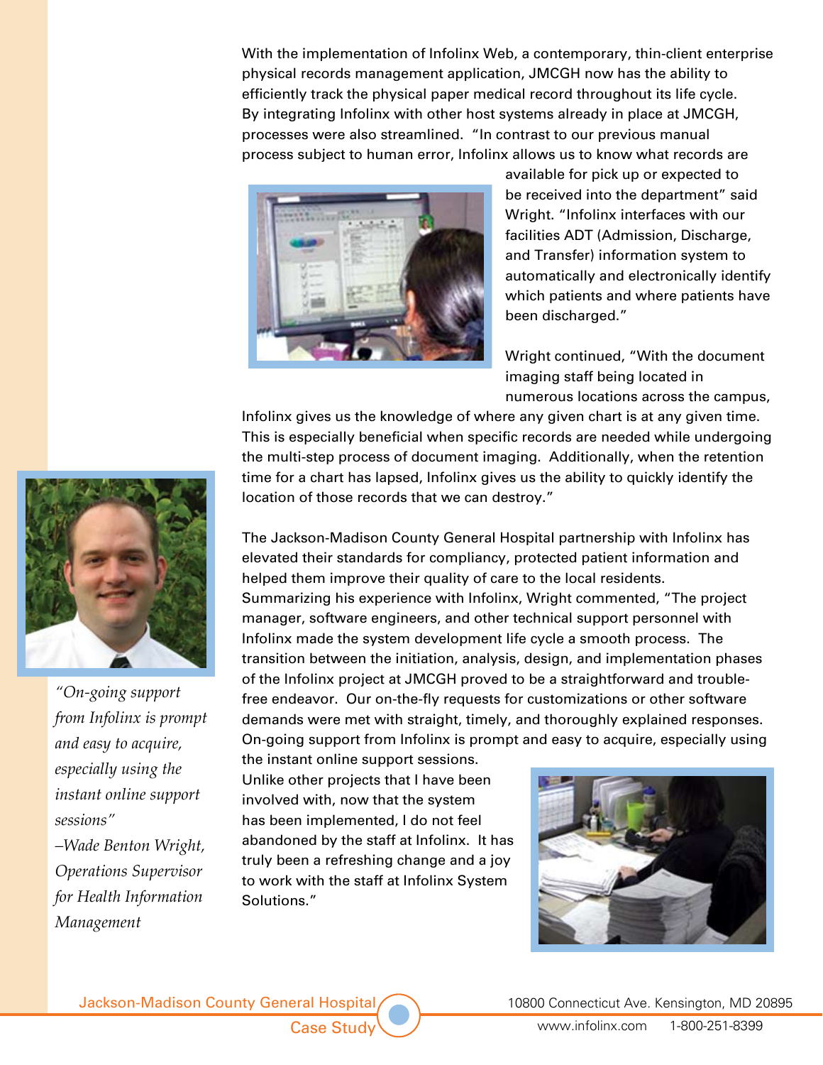With the implementation of Infolinx Web, a contemporary, thin-client enterprise physical records management application, JMCGH now has the ability to efficiently track the physical paper medical record throughout its life cycle. By integrating Infolinx with other host systems already in place at JMCGH, processes were also streamlined. "In contrast to our previous manual process subject to human error, Infolinx allows us to know what records are available for pick up or expected to be received into the department" said Wright. "Infolinx interfaces with our facilities ADT (Admission, Discharge, and Transfer) information system to automatically and electronically identify which patients and where patients have been discharged."

Wright continued, "With the document imaging staff being located in numerous locations across the campus, Infolinx gives us the knowledge of where any given chart is at any given time. This is especially beneficial when specific records are needed while undergoing the multi-step process of document imaging. Additionally, when the retention time for a chart has lapsed, Infolinx gives us the ability to quickly identify the location of those records that we can destroy."

*"On-going support from Infolinx is prompt and easy to acquire, especially using the instant online support sessions"*
*–Wade Benton Wright, Operations Supervisor for Health Information Management*

The Jackson-Madison County General Hospital partnership with Infolinx has elevated their standards for compliancy, protected patient information and helped them improve their quality of care to the local residents. Summarizing his experience with Infolinx, Wright commented, "The project manager, software engineers, and other technical support personnel with Infolinx made the system development life cycle a smooth process. The transition between the initiation, analysis, design, and implementation phases of the Infolinx project at JMCGH proved to be a straightforward and trouble-free endeavor. Our on-the-fly requests for customizations or other software demands were met with straight, timely, and thoroughly explained responses. On-going support from Infolinx is prompt and easy to acquire, especially using the instant online support sessions. Unlike other projects that I have been involved with, now that the system has been implemented, I do not feel abandoned by the staff at Infolinx. It has truly been a refreshing change and a joy to work with the staff at Infolinx System Solutions."

Jackson-Madison County General Hospital
Case Study

10800 Connecticut Ave. Kensington, MD 20895
www.infolinx.com 1-800-251-8399